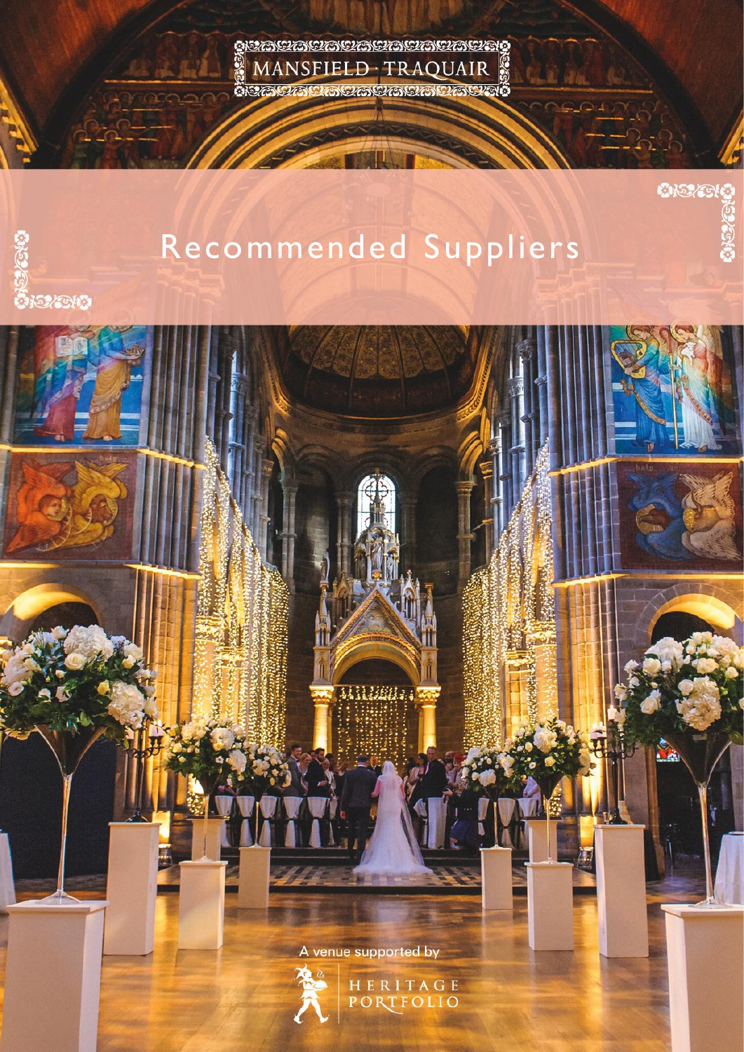MANSFIELD TRAQUAIR

# Recommended Suppliers

A venue supported by

HERITAGE PORTFOLIO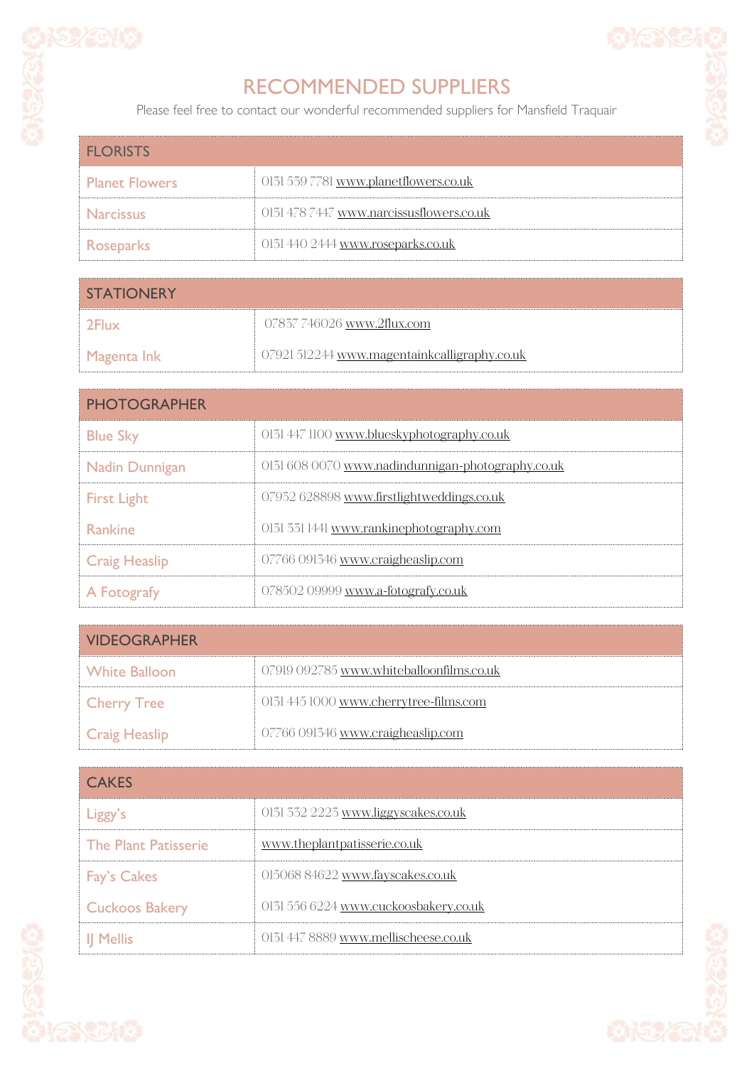# RECOMMENDED SUPPLIERS

Please feel free to contact our wonderful recommended suppliers for Mansfield Traquair

| FLORISTS | |
|---|---|
| Planet Flowers | 0131 539 7781 www.planetflowers.co.uk |
| Narcissus | 0131 478 7447 www.narcissusflowers.co.uk |
| Roseparks | 0131 440 2444 www.roseparks.co.uk |

| STATIONERY | |
|---|---|
| 2Flux | 07837 746026 www.2flux.com |
| Magenta Ink | 07921 512244 www.magentainkcalligraphy.co.uk |

| PHOTOGRAPHER | |
|---|---|
| Blue Sky | 0131 447 1100 www.blueskyphotography.co.uk |
| Nadin Dunnigan | 0131 608 0070 www.nadindunnigan-photography.co.uk |
| First Light | 07932 628898 www.firstlightweddings.co.uk |
| Rankine | 0131 331 1441 www.rankinephotography.com |
| Craig Heaslip | 07766 091346 www.craigheaslip.com |
| A Fotografy | 078502 09999 www.a-fotografy.co.uk |

| VIDEOGRAPHER | |
|---|---|
| White Balloon | 07919 092785 www.whiteballoonfilms.co.uk |
| Cherry Tree | 0131 445 1000 www.cherrytree-films.com |
| Craig Heaslip | 07766 091346 www.craigheaslip.com |

| CAKES | |
|---|---|
| Liggy's | 0131 332 2223 www.liggyscakes.co.uk |
| The Plant Patisserie | www.theplantpatisserie.co.uk |
| Fay's Cakes | 015068 84622 www.fayscakes.co.uk |
| Cuckoos Bakery | 0131 556 6224 www.cuckoosbakery.co.uk |
| IJ Mellis | 0131 447 8889 www.mellischeese.co.uk |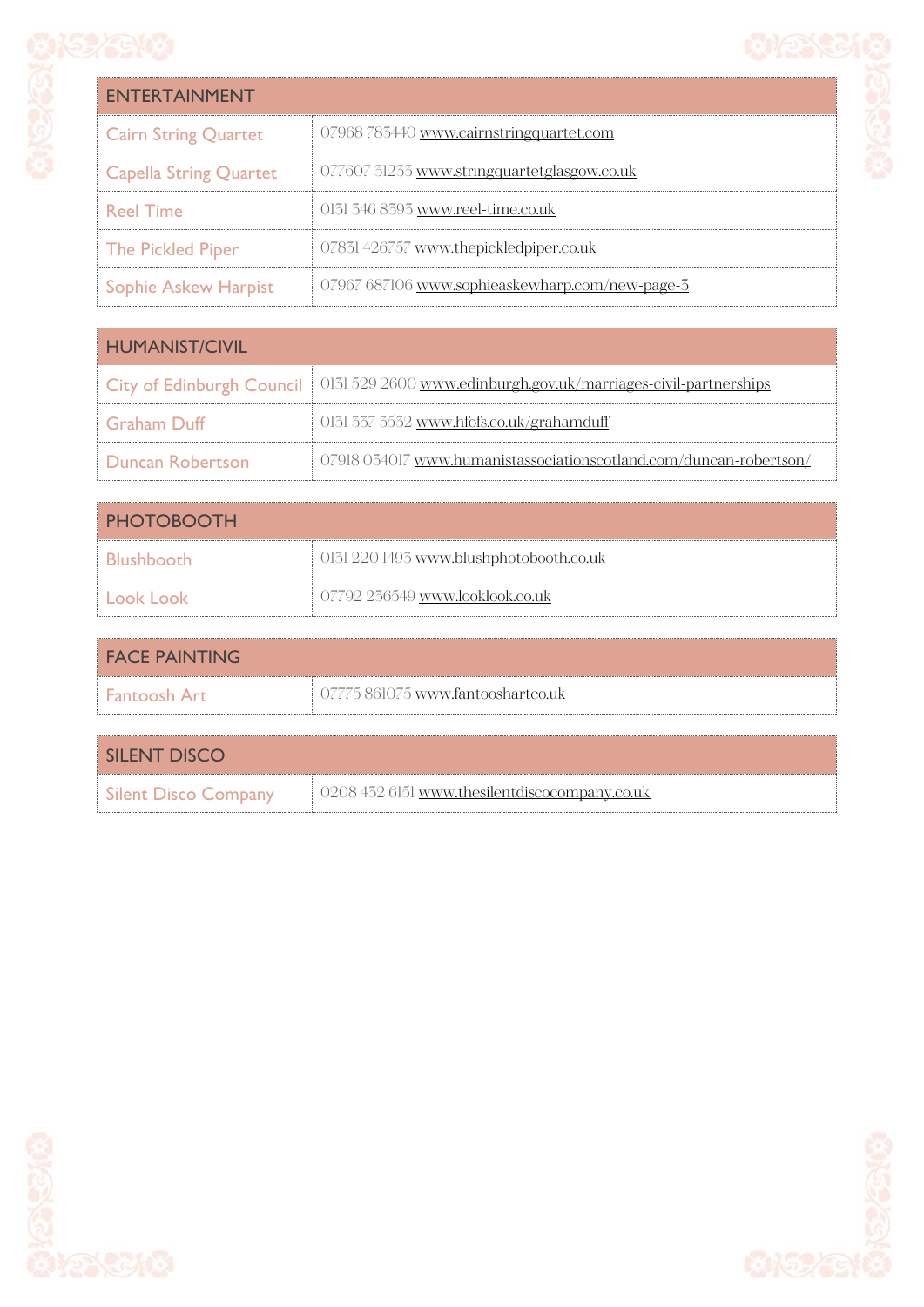| ENTERTAINMENT | |
|---|---|
| Cairn String Quartet | 07968 783440 www.cairnstringquartet.com |
| Capella String Quartet | 077607 31233 www.stringquartetglasgow.co.uk |
| Reel Time | 0131 346 8393 www.reel-time.co.uk |
| The Pickled Piper | 07831 426757 www.thepickledpiper.co.uk |
| Sophie Askew Harpist | 07967 687106 www.sophieaskewharp.com/new-page-3 |

| HUMANIST/CIVIL | |
|---|---|
| City of Edinburgh Council | 0131 529 2600 www.edinburgh.gov.uk/marriages-civil-partnerships |
| Graham Duff | 0131 337 3332 www.hfofs.co.uk/grahamduff |
| Duncan Robertson | 07918 034017 www.humanistassociationscotland.com/duncan-robertson/ |

| PHOTOBOOTH | |
|---|---|
| Blushbooth | 0131 220 1493 www.blushphotobooth.co.uk |
| Look Look | 07792 236549 www.looklook.co.uk |

| FACE PAINTING | |
|---|---|
| Fantoosh Art | 07775 861075 www.fantooshartco.uk |

| SILENT DISCO | |
|---|---|
| Silent Disco Company | 0208 432 6151 www.thesilentdiscocompany.co.uk |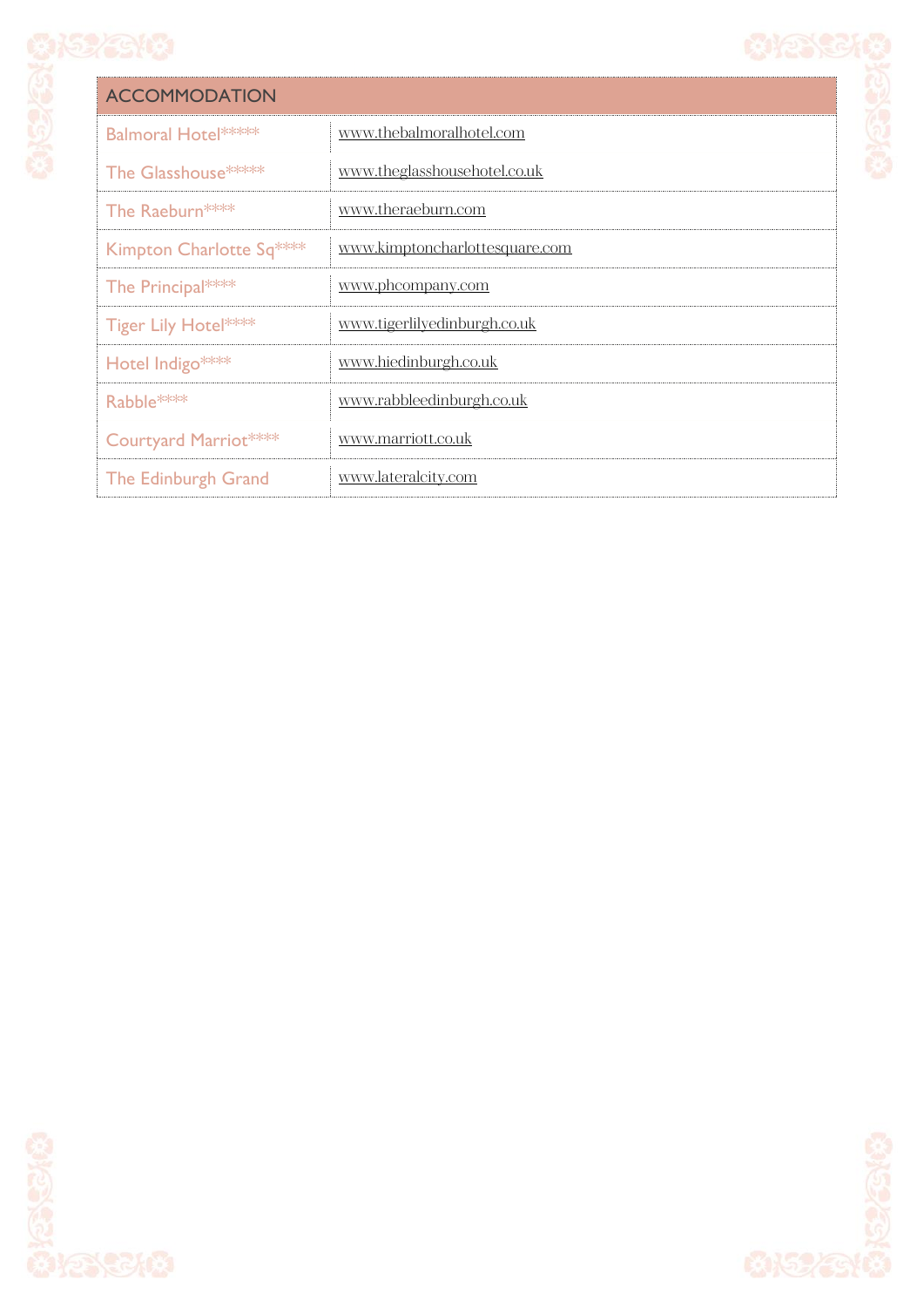| ACCOMMODATION | |
|---|---|
| Balmoral Hotel***** | www.thebalmoralhotel.com |
| The Glasshouse***** | www.theglasshousehotel.co.uk |
| The Raeburn**** | www.theraeburn.com |
| Kimpton Charlotte Sq**** | www.kimptoncharlottesquare.com |
| The Principal**** | www.phcompany.com |
| Tiger Lily Hotel**** | www.tigerlilyedinburgh.co.uk |
| Hotel Indigo**** | www.hiedinburgh.co.uk |
| Rabble**** | www.rabbleedinburgh.co.uk |
| Courtyard Marriot**** | www.marriott.co.uk |
| The Edinburgh Grand | www.lateralcity.com |